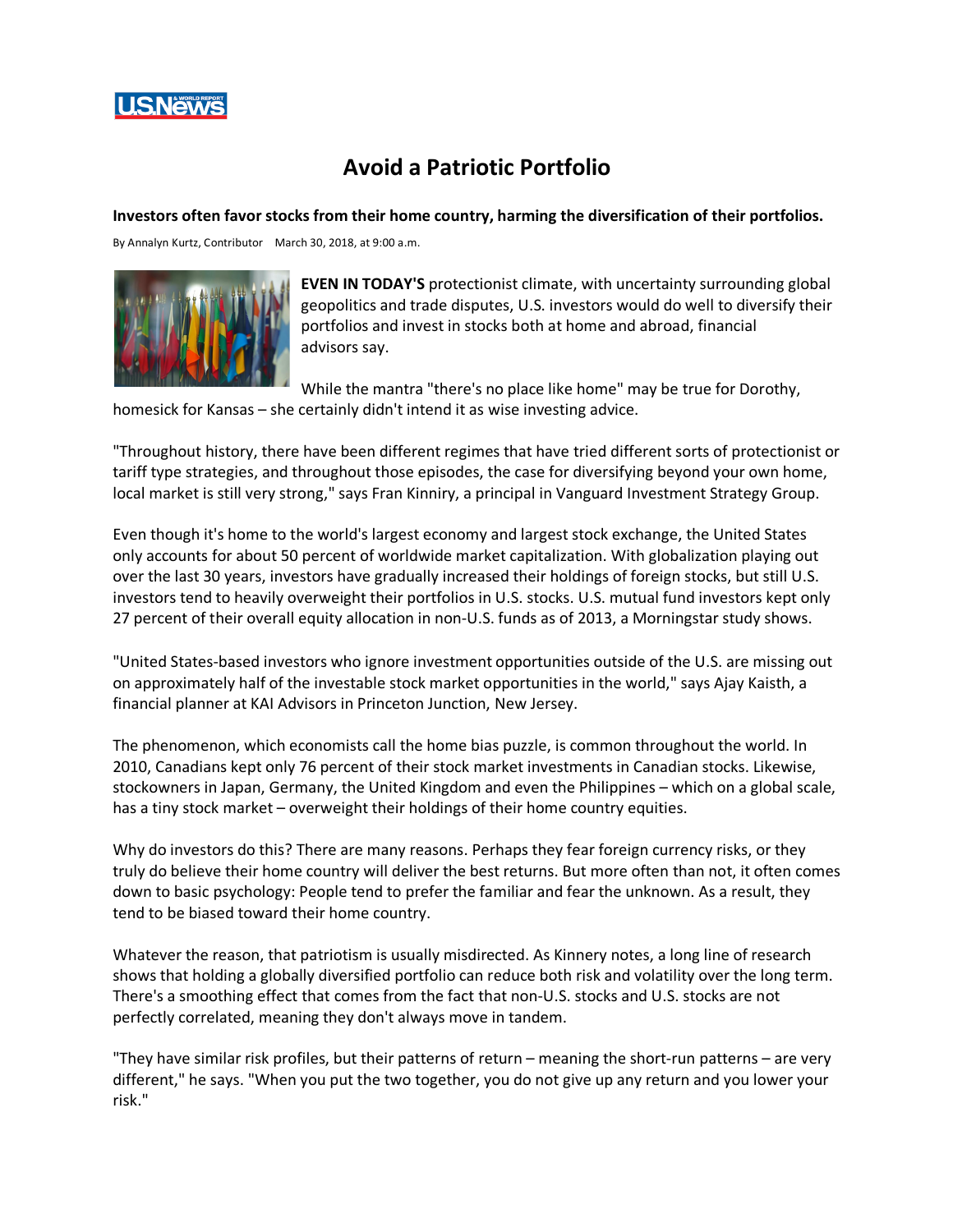# Avoid a Patriotic Portfolio

**Investors often favor stocks from their home country, harming the diversification of their portfolios.**

By Annalyn Kurtz, Contributor March 30, 2018, at 9:00 a.m.

**EVEN IN TODAY'S** protectionist climate, with uncertainty surrounding global geopolitics and trade disputes, U.S. investors would do well to diversify their portfolios and invest in stocks both at home and abroad, financial advisors say.

While the mantra "there's no place like home" may be true for Dorothy, homesick for Kansas – she certainly didn't intend it as wise investing advice.

"Throughout history, there have been different regimes that have tried different sorts of protectionist or tariff type strategies, and throughout those episodes, the case for diversifying beyond your own home, local market is still very strong," says Fran Kinniry, a principal in Vanguard Investment Strategy Group.

Even though it's home to the world's largest economy and largest stock exchange, the United States only accounts for about 50 percent of worldwide market capitalization. With globalization playing out over the last 30 years, investors have gradually increased their holdings of foreign stocks, but still U.S. investors tend to heavily overweight their portfolios in U.S. stocks. U.S. mutual fund investors kept only 27 percent of their overall equity allocation in non-U.S. funds as of 2013, a Morningstar study shows.

"United States-based investors who ignore investment opportunities outside of the U.S. are missing out on approximately half of the investable stock market opportunities in the world," says Ajay Kaisth, a financial planner at KAI Advisors in Princeton Junction, New Jersey.

The phenomenon, which economists call the home bias puzzle, is common throughout the world. In 2010, Canadians kept only 76 percent of their stock market investments in Canadian stocks. Likewise, stockowners in Japan, Germany, the United Kingdom and even the Philippines – which on a global scale, has a tiny stock market – overweight their holdings of their home country equities.

Why do investors do this? There are many reasons. Perhaps they fear foreign currency risks, or they truly do believe their home country will deliver the best returns. But more often than not, it often comes down to basic psychology: People tend to prefer the familiar and fear the unknown. As a result, they tend to be biased toward their home country.

Whatever the reason, that patriotism is usually misdirected. As Kinnery notes, a long line of research shows that holding a globally diversified portfolio can reduce both risk and volatility over the long term. There's a smoothing effect that comes from the fact that non-U.S. stocks and U.S. stocks are not perfectly correlated, meaning they don't always move in tandem.

"They have similar risk profiles, but their patterns of return – meaning the short-run patterns – are very different," he says. "When you put the two together, you do not give up any return and you lower your risk."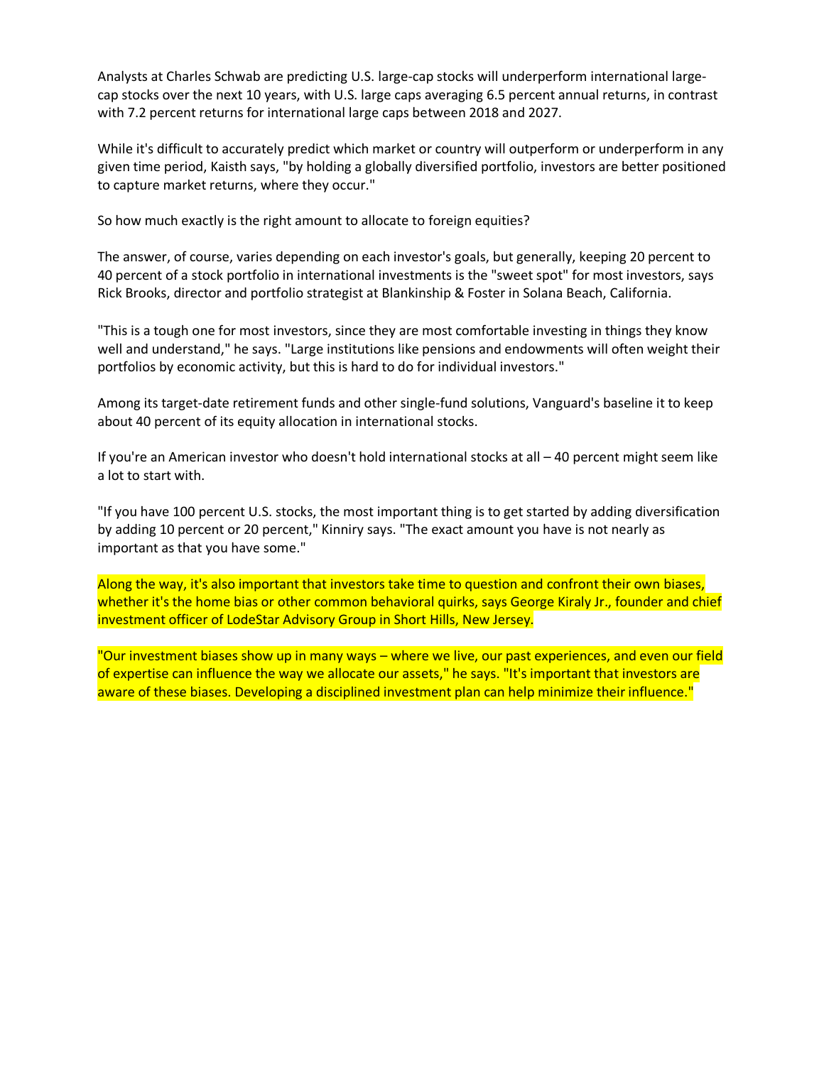Analysts at Charles Schwab are predicting U.S. large-cap stocks will underperform international large-cap stocks over the next 10 years, with U.S. large caps averaging 6.5 percent annual returns, in contrast with 7.2 percent returns for international large caps between 2018 and 2027.

While it's difficult to accurately predict which market or country will outperform or underperform in any given time period, Kaisth says, "by holding a globally diversified portfolio, investors are better positioned to capture market returns, where they occur."

So how much exactly is the right amount to allocate to foreign equities?

The answer, of course, varies depending on each investor's goals, but generally, keeping 20 percent to 40 percent of a stock portfolio in international investments is the "sweet spot" for most investors, says Rick Brooks, director and portfolio strategist at Blankinship & Foster in Solana Beach, California.

"This is a tough one for most investors, since they are most comfortable investing in things they know well and understand," he says. "Large institutions like pensions and endowments will often weight their portfolios by economic activity, but this is hard to do for individual investors."

Among its target-date retirement funds and other single-fund solutions, Vanguard's baseline it to keep about 40 percent of its equity allocation in international stocks.

If you're an American investor who doesn't hold international stocks at all – 40 percent might seem like a lot to start with.

"If you have 100 percent U.S. stocks, the most important thing is to get started by adding diversification by adding 10 percent or 20 percent," Kinniry says. "The exact amount you have is not nearly as important as that you have some."

Along the way, it's also important that investors take time to question and confront their own biases, whether it's the home bias or other common behavioral quirks, says George Kiraly Jr., founder and chief investment officer of LodeStar Advisory Group in Short Hills, New Jersey.

"Our investment biases show up in many ways – where we live, our past experiences, and even our field of expertise can influence the way we allocate our assets," he says. "It's important that investors are aware of these biases. Developing a disciplined investment plan can help minimize their influence."